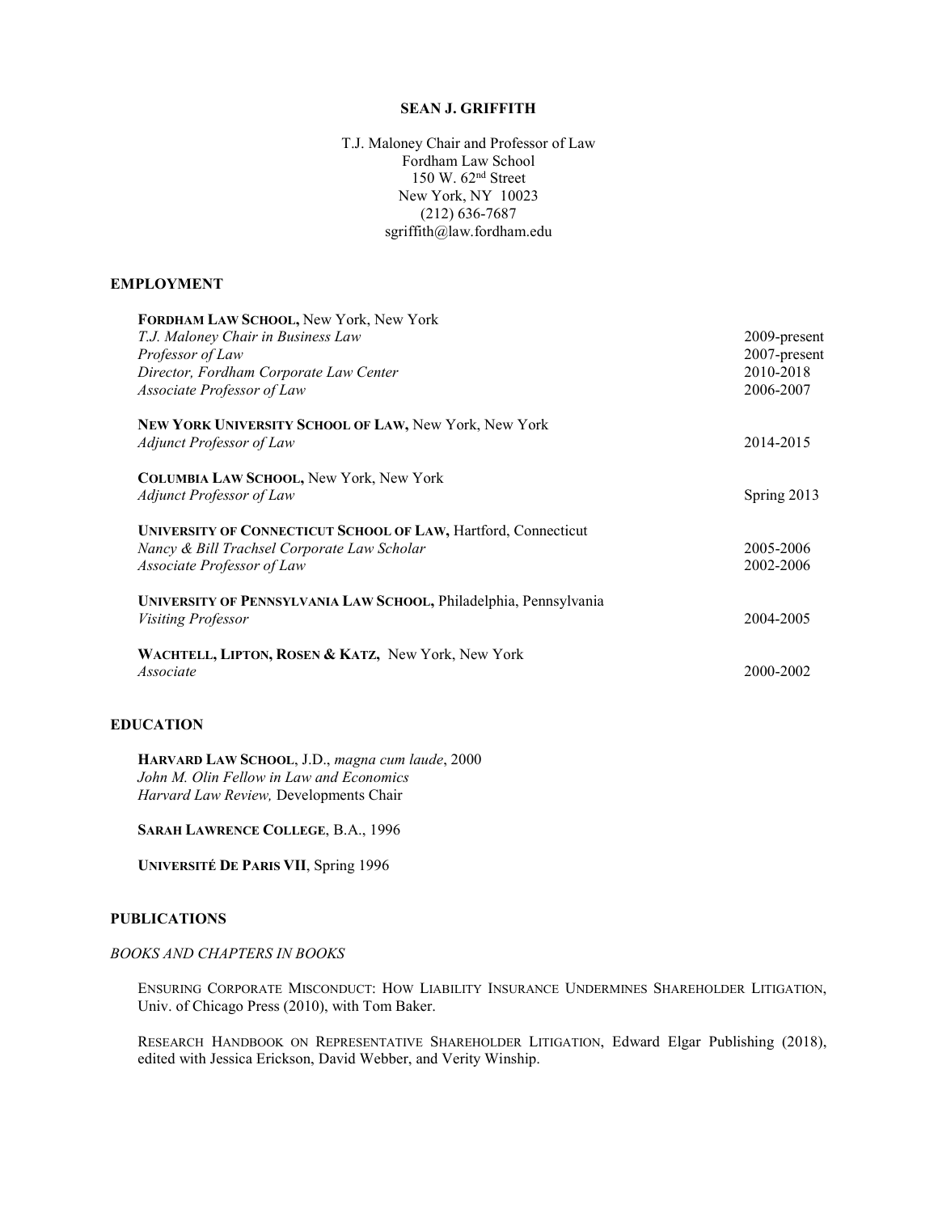# SEAN J. GRIFFITH

T.J. Maloney Chair and Professor of Law
Fordham Law School
150 W. 62nd Street
New York, NY 10023
(212) 636-7687
sgriffith@law.fordham.edu

## EMPLOYMENT

**FORDHAM LAW SCHOOL,** New York, New York

| | |
|---|---|
| *T.J. Maloney Chair in Business Law* | 2009-present |
| *Professor of Law* | 2007-present |
| *Director, Fordham Corporate Law Center* | 2010-2018 |
| *Associate Professor of Law* | 2006-2007 |

**NEW YORK UNIVERSITY SCHOOL OF LAW,** New York, New York

| | |
|---|---|
| *Adjunct Professor of Law* | 2014-2015 |

**COLUMBIA LAW SCHOOL,** New York, New York

| | |
|---|---|
| *Adjunct Professor of Law* | Spring 2013 |

**UNIVERSITY OF CONNECTICUT SCHOOL OF LAW,** Hartford, Connecticut

| | |
|---|---|
| *Nancy & Bill Trachsel Corporate Law Scholar* | 2005-2006 |
| *Associate Professor of Law* | 2002-2006 |

**UNIVERSITY OF PENNSYLVANIA LAW SCHOOL,** Philadelphia, Pennsylvania

| | |
|---|---|
| *Visiting Professor* | 2004-2005 |

**WACHTELL, LIPTON, ROSEN & KATZ,** New York, New York

| | |
|---|---|
| *Associate* | 2000-2002 |

## EDUCATION

**HARVARD LAW SCHOOL**, J.D., *magna cum laude*, 2000
*John M. Olin Fellow in Law and Economics*
*Harvard Law Review,* Developments Chair

**SARAH LAWRENCE COLLEGE**, B.A., 1996

**UNIVERSITÉ DE PARIS VII**, Spring 1996

## PUBLICATIONS

### *BOOKS AND CHAPTERS IN BOOKS*

ENSURING CORPORATE MISCONDUCT: HOW LIABILITY INSURANCE UNDERMINES SHAREHOLDER LITIGATION, Univ. of Chicago Press (2010), with Tom Baker.

RESEARCH HANDBOOK ON REPRESENTATIVE SHAREHOLDER LITIGATION, Edward Elgar Publishing (2018), edited with Jessica Erickson, David Webber, and Verity Winship.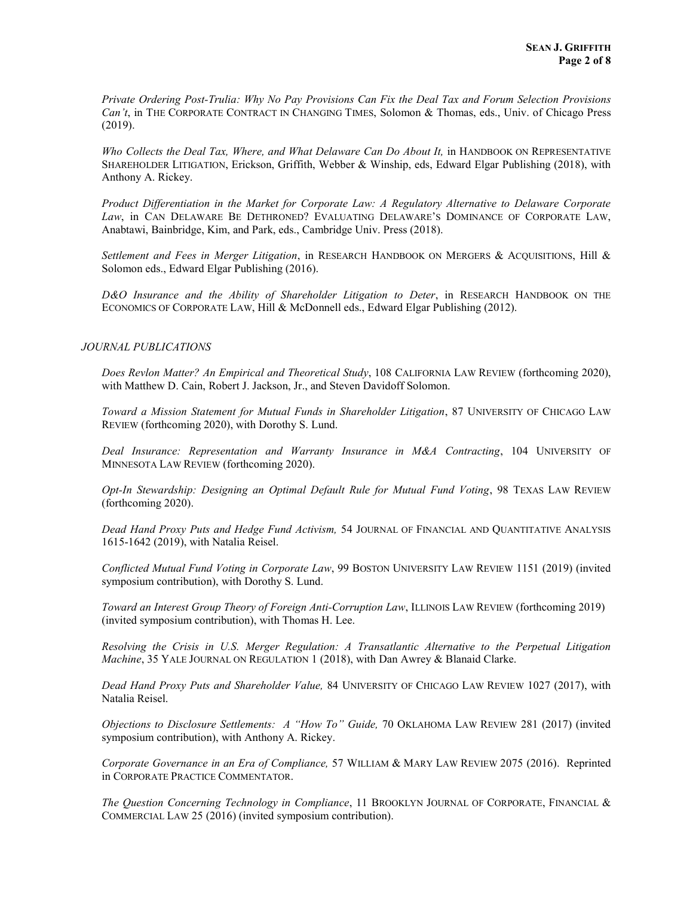*Private Ordering Post-Trulia: Why No Pay Provisions Can Fix the Deal Tax and Forum Selection Provisions Can't*, in THE CORPORATE CONTRACT IN CHANGING TIMES, Solomon & Thomas, eds., Univ. of Chicago Press (2019).

*Who Collects the Deal Tax, Where, and What Delaware Can Do About It,* in HANDBOOK ON REPRESENTATIVE SHAREHOLDER LITIGATION, Erickson, Griffith, Webber & Winship, eds, Edward Elgar Publishing (2018), with Anthony A. Rickey.

*Product Differentiation in the Market for Corporate Law: A Regulatory Alternative to Delaware Corporate Law*, in CAN DELAWARE BE DETHRONED? EVALUATING DELAWARE'S DOMINANCE OF CORPORATE LAW, Anabtawi, Bainbridge, Kim, and Park, eds., Cambridge Univ. Press (2018).

*Settlement and Fees in Merger Litigation*, in RESEARCH HANDBOOK ON MERGERS & ACQUISITIONS, Hill & Solomon eds., Edward Elgar Publishing (2016).

*D&O Insurance and the Ability of Shareholder Litigation to Deter*, in RESEARCH HANDBOOK ON THE ECONOMICS OF CORPORATE LAW, Hill & McDonnell eds., Edward Elgar Publishing (2012).

*JOURNAL PUBLICATIONS*

*Does Revlon Matter? An Empirical and Theoretical Study*, 108 CALIFORNIA LAW REVIEW (forthcoming 2020), with Matthew D. Cain, Robert J. Jackson, Jr., and Steven Davidoff Solomon.

*Toward a Mission Statement for Mutual Funds in Shareholder Litigation*, 87 UNIVERSITY OF CHICAGO LAW REVIEW (forthcoming 2020), with Dorothy S. Lund.

*Deal Insurance: Representation and Warranty Insurance in M&A Contracting*, 104 UNIVERSITY OF MINNESOTA LAW REVIEW (forthcoming 2020).

*Opt-In Stewardship: Designing an Optimal Default Rule for Mutual Fund Voting*, 98 TEXAS LAW REVIEW (forthcoming 2020).

*Dead Hand Proxy Puts and Hedge Fund Activism,* 54 JOURNAL OF FINANCIAL AND QUANTITATIVE ANALYSIS 1615-1642 (2019), with Natalia Reisel.

*Conflicted Mutual Fund Voting in Corporate Law*, 99 BOSTON UNIVERSITY LAW REVIEW 1151 (2019) (invited symposium contribution), with Dorothy S. Lund.

*Toward an Interest Group Theory of Foreign Anti-Corruption Law*, ILLINOIS LAW REVIEW (forthcoming 2019) (invited symposium contribution), with Thomas H. Lee.

*Resolving the Crisis in U.S. Merger Regulation: A Transatlantic Alternative to the Perpetual Litigation Machine*, 35 YALE JOURNAL ON REGULATION 1 (2018), with Dan Awrey & Blanaid Clarke.

*Dead Hand Proxy Puts and Shareholder Value,* 84 UNIVERSITY OF CHICAGO LAW REVIEW 1027 (2017), with Natalia Reisel.

*Objections to Disclosure Settlements: A "How To" Guide,* 70 OKLAHOMA LAW REVIEW 281 (2017) (invited symposium contribution), with Anthony A. Rickey.

*Corporate Governance in an Era of Compliance,* 57 WILLIAM & MARY LAW REVIEW 2075 (2016). Reprinted in CORPORATE PRACTICE COMMENTATOR.

*The Question Concerning Technology in Compliance*, 11 BROOKLYN JOURNAL OF CORPORATE, FINANCIAL & COMMERCIAL LAW 25 (2016) (invited symposium contribution).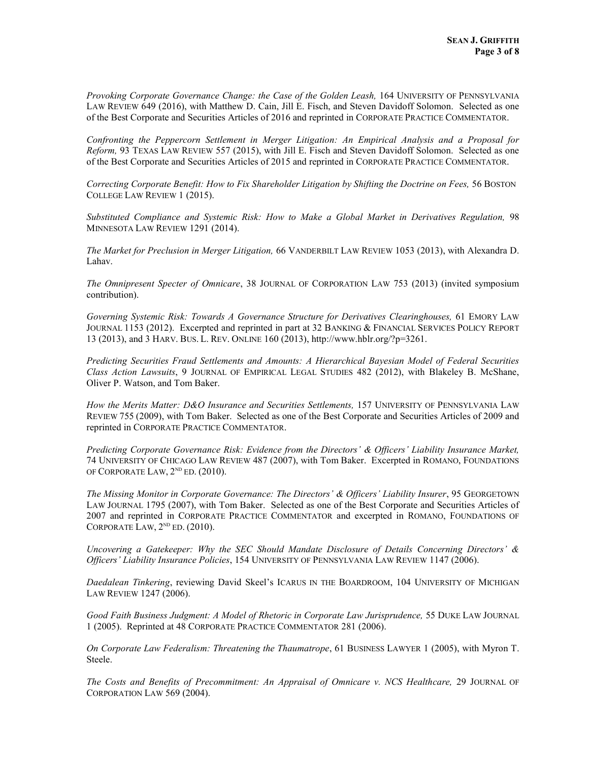*Provoking Corporate Governance Change: the Case of the Golden Leash,* 164 UNIVERSITY OF PENNSYLVANIA LAW REVIEW 649 (2016), with Matthew D. Cain, Jill E. Fisch, and Steven Davidoff Solomon. Selected as one of the Best Corporate and Securities Articles of 2016 and reprinted in CORPORATE PRACTICE COMMENTATOR.

*Confronting the Peppercorn Settlement in Merger Litigation: An Empirical Analysis and a Proposal for Reform,* 93 TEXAS LAW REVIEW 557 (2015), with Jill E. Fisch and Steven Davidoff Solomon. Selected as one of the Best Corporate and Securities Articles of 2015 and reprinted in CORPORATE PRACTICE COMMENTATOR.

*Correcting Corporate Benefit: How to Fix Shareholder Litigation by Shifting the Doctrine on Fees,* 56 BOSTON COLLEGE LAW REVIEW 1 (2015).

*Substituted Compliance and Systemic Risk: How to Make a Global Market in Derivatives Regulation,* 98 MINNESOTA LAW REVIEW 1291 (2014).

*The Market for Preclusion in Merger Litigation,* 66 VANDERBILT LAW REVIEW 1053 (2013), with Alexandra D. Lahav.

*The Omnipresent Specter of Omnicare*, 38 JOURNAL OF CORPORATION LAW 753 (2013) (invited symposium contribution).

*Governing Systemic Risk: Towards A Governance Structure for Derivatives Clearinghouses,* 61 EMORY LAW JOURNAL 1153 (2012). Excerpted and reprinted in part at 32 BANKING & FINANCIAL SERVICES POLICY REPORT 13 (2013), and 3 HARV. BUS. L. REV. ONLINE 160 (2013), http://www.hblr.org/?p=3261.

*Predicting Securities Fraud Settlements and Amounts: A Hierarchical Bayesian Model of Federal Securities Class Action Lawsuits*, 9 JOURNAL OF EMPIRICAL LEGAL STUDIES 482 (2012), with Blakeley B. McShane, Oliver P. Watson, and Tom Baker.

*How the Merits Matter: D&O Insurance and Securities Settlements,* 157 UNIVERSITY OF PENNSYLVANIA LAW REVIEW 755 (2009), with Tom Baker. Selected as one of the Best Corporate and Securities Articles of 2009 and reprinted in CORPORATE PRACTICE COMMENTATOR.

*Predicting Corporate Governance Risk: Evidence from the Directors' & Officers' Liability Insurance Market,* 74 UNIVERSITY OF CHICAGO LAW REVIEW 487 (2007), with Tom Baker. Excerpted in ROMANO, FOUNDATIONS OF CORPORATE LAW, 2ND ED. (2010).

*The Missing Monitor in Corporate Governance: The Directors' & Officers' Liability Insurer*, 95 GEORGETOWN LAW JOURNAL 1795 (2007), with Tom Baker. Selected as one of the Best Corporate and Securities Articles of 2007 and reprinted in CORPORATE PRACTICE COMMENTATOR and excerpted in ROMANO, FOUNDATIONS OF CORPORATE LAW, 2ND ED. (2010).

*Uncovering a Gatekeeper: Why the SEC Should Mandate Disclosure of Details Concerning Directors' & Officers' Liability Insurance Policies*, 154 UNIVERSITY OF PENNSYLVANIA LAW REVIEW 1147 (2006).

*Daedalean Tinkering*, reviewing David Skeel's ICARUS IN THE BOARDROOM, 104 UNIVERSITY OF MICHIGAN LAW REVIEW 1247 (2006).

*Good Faith Business Judgment: A Model of Rhetoric in Corporate Law Jurisprudence,* 55 DUKE LAW JOURNAL 1 (2005). Reprinted at 48 CORPORATE PRACTICE COMMENTATOR 281 (2006).

*On Corporate Law Federalism: Threatening the Thaumatrope*, 61 BUSINESS LAWYER 1 (2005), with Myron T. Steele.

*The Costs and Benefits of Precommitment: An Appraisal of Omnicare v. NCS Healthcare,* 29 JOURNAL OF CORPORATION LAW 569 (2004).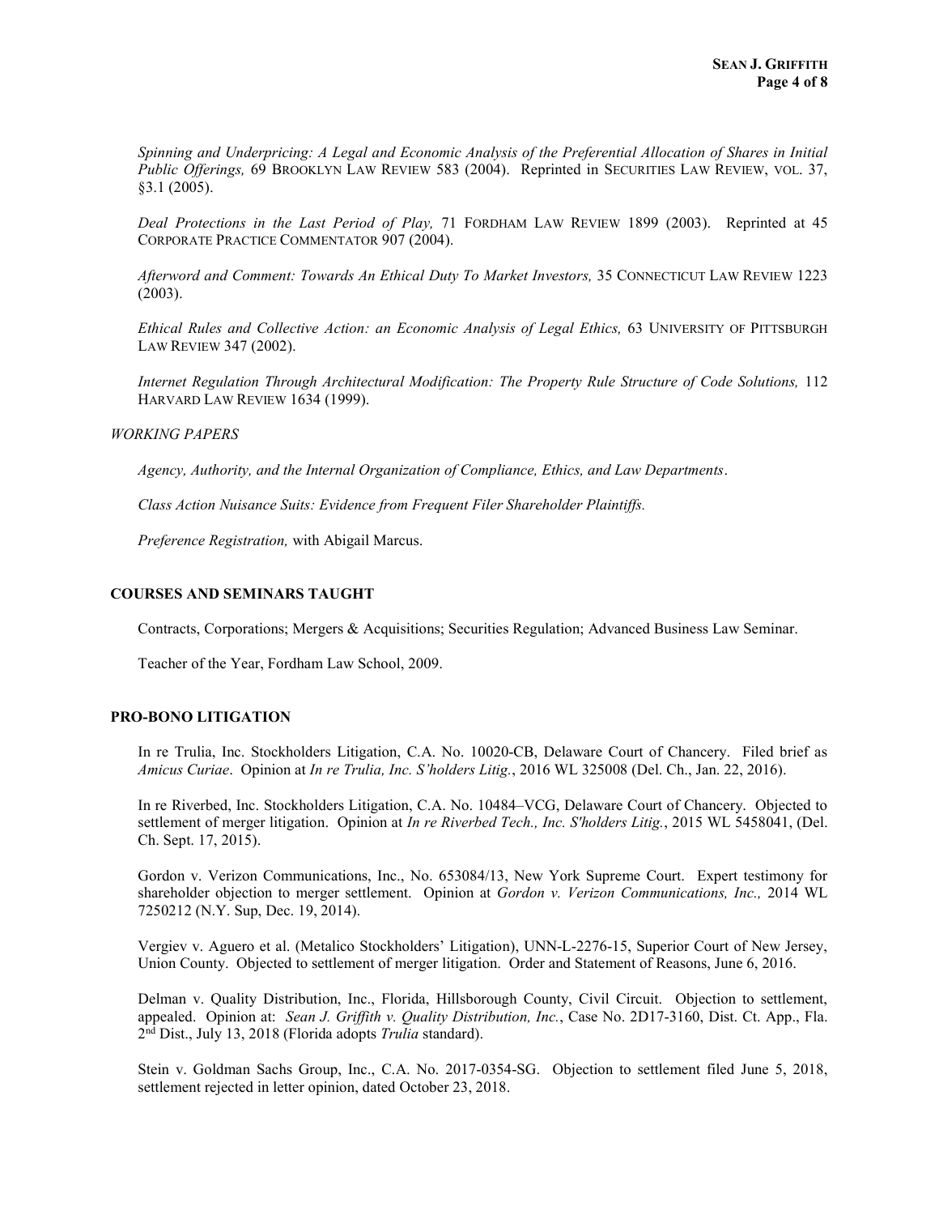*Spinning and Underpricing: A Legal and Economic Analysis of the Preferential Allocation of Shares in Initial Public Offerings,* 69 BROOKLYN LAW REVIEW 583 (2004). Reprinted in SECURITIES LAW REVIEW, VOL. 37, §3.1 (2005).

*Deal Protections in the Last Period of Play,* 71 FORDHAM LAW REVIEW 1899 (2003). Reprinted at 45 CORPORATE PRACTICE COMMENTATOR 907 (2004).

*Afterword and Comment: Towards An Ethical Duty To Market Investors,* 35 CONNECTICUT LAW REVIEW 1223 (2003).

*Ethical Rules and Collective Action: an Economic Analysis of Legal Ethics,* 63 UNIVERSITY OF PITTSBURGH LAW REVIEW 347 (2002).

*Internet Regulation Through Architectural Modification: The Property Rule Structure of Code Solutions,* 112 HARVARD LAW REVIEW 1634 (1999).

*WORKING PAPERS*

*Agency, Authority, and the Internal Organization of Compliance, Ethics, and Law Departments*.

*Class Action Nuisance Suits: Evidence from Frequent Filer Shareholder Plaintiffs.*

*Preference Registration,* with Abigail Marcus.

## COURSES AND SEMINARS TAUGHT

Contracts, Corporations; Mergers & Acquisitions; Securities Regulation; Advanced Business Law Seminar.

Teacher of the Year, Fordham Law School, 2009.

## PRO-BONO LITIGATION

In re Trulia, Inc. Stockholders Litigation, C.A. No. 10020-CB, Delaware Court of Chancery. Filed brief as *Amicus Curiae*. Opinion at *In re Trulia, Inc. S'holders Litig.*, 2016 WL 325008 (Del. Ch., Jan. 22, 2016).

In re Riverbed, Inc. Stockholders Litigation, C.A. No. 10484–VCG, Delaware Court of Chancery. Objected to settlement of merger litigation. Opinion at *In re Riverbed Tech., Inc. S'holders Litig.*, 2015 WL 5458041, (Del. Ch. Sept. 17, 2015).

Gordon v. Verizon Communications, Inc., No. 653084/13, New York Supreme Court. Expert testimony for shareholder objection to merger settlement. Opinion at *Gordon v. Verizon Communications, Inc.,* 2014 WL 7250212 (N.Y. Sup, Dec. 19, 2014).

Vergiev v. Aguero et al. (Metalico Stockholders' Litigation), UNN-L-2276-15, Superior Court of New Jersey, Union County. Objected to settlement of merger litigation. Order and Statement of Reasons, June 6, 2016.

Delman v. Quality Distribution, Inc., Florida, Hillsborough County, Civil Circuit. Objection to settlement, appealed. Opinion at: *Sean J. Griffith v. Quality Distribution, Inc.*, Case No. 2D17-3160, Dist. Ct. App., Fla. 2nd Dist., July 13, 2018 (Florida adopts *Trulia* standard).

Stein v. Goldman Sachs Group, Inc., C.A. No. 2017-0354-SG. Objection to settlement filed June 5, 2018, settlement rejected in letter opinion, dated October 23, 2018.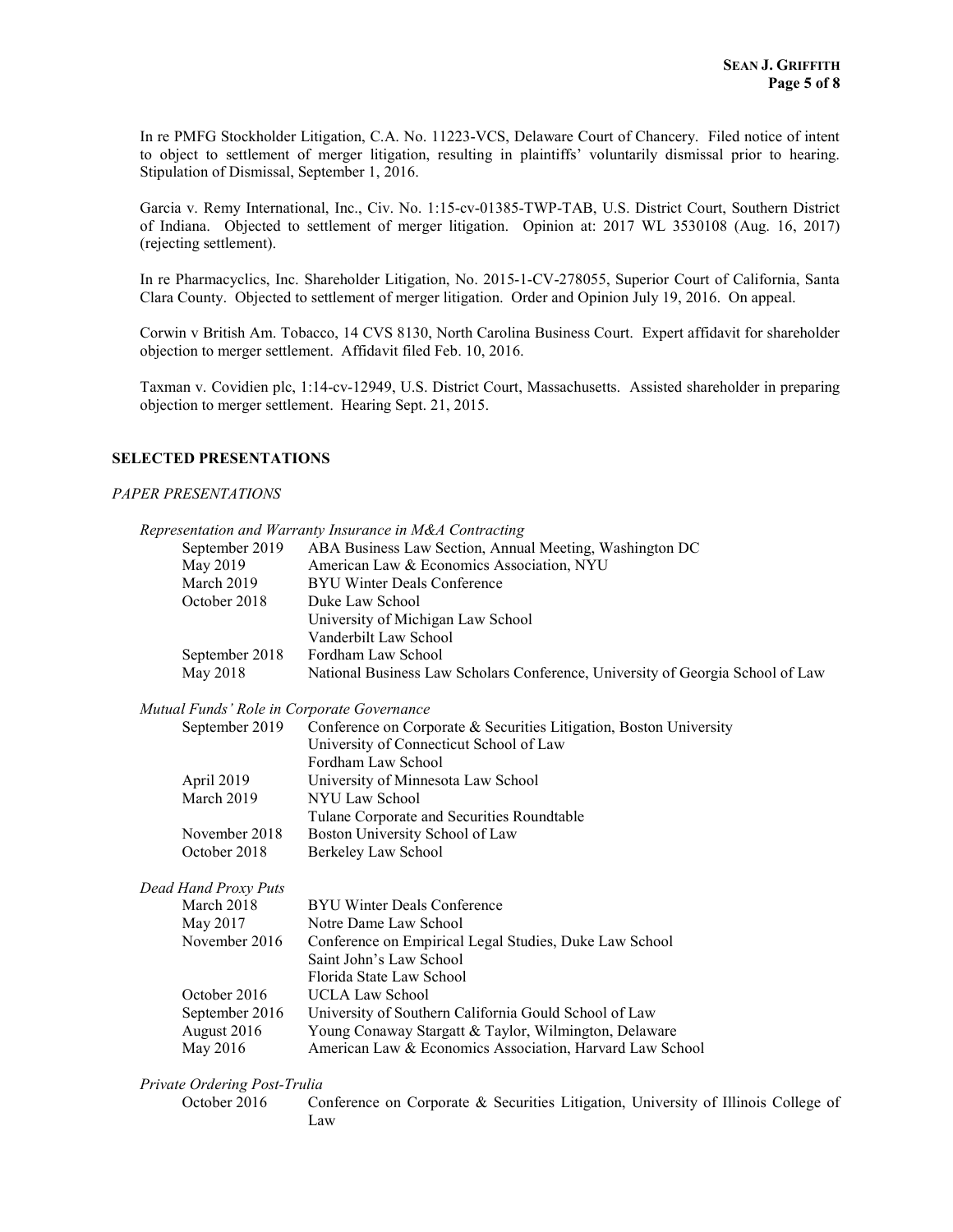In re PMFG Stockholder Litigation, C.A. No. 11223-VCS, Delaware Court of Chancery. Filed notice of intent to object to settlement of merger litigation, resulting in plaintiffs' voluntarily dismissal prior to hearing. Stipulation of Dismissal, September 1, 2016.

Garcia v. Remy International, Inc., Civ. No. 1:15-cv-01385-TWP-TAB, U.S. District Court, Southern District of Indiana. Objected to settlement of merger litigation. Opinion at: 2017 WL 3530108 (Aug. 16, 2017) (rejecting settlement).

In re Pharmacyclics, Inc. Shareholder Litigation, No. 2015-1-CV-278055, Superior Court of California, Santa Clara County. Objected to settlement of merger litigation. Order and Opinion July 19, 2016. On appeal.

Corwin v British Am. Tobacco, 14 CVS 8130, North Carolina Business Court. Expert affidavit for shareholder objection to merger settlement. Affidavit filed Feb. 10, 2016.

Taxman v. Covidien plc, 1:14-cv-12949, U.S. District Court, Massachusetts. Assisted shareholder in preparing objection to merger settlement. Hearing Sept. 21, 2015.

## SELECTED PRESENTATIONS

### *PAPER PRESENTATIONS*

*Representation and Warranty Insurance in M&A Contracting*

| | |
|---|---|
| September 2019 | ABA Business Law Section, Annual Meeting, Washington DC |
| May 2019 | American Law & Economics Association, NYU |
| March 2019 | BYU Winter Deals Conference |
| October 2018 | Duke Law School |
| | University of Michigan Law School |
| | Vanderbilt Law School |
| September 2018 | Fordham Law School |
| May 2018 | National Business Law Scholars Conference, University of Georgia School of Law |

*Mutual Funds' Role in Corporate Governance*

| | |
|---|---|
| September 2019 | Conference on Corporate & Securities Litigation, Boston University |
| | University of Connecticut School of Law |
| | Fordham Law School |
| April 2019 | University of Minnesota Law School |
| March 2019 | NYU Law School |
| | Tulane Corporate and Securities Roundtable |
| November 2018 | Boston University School of Law |
| October 2018 | Berkeley Law School |

*Dead Hand Proxy Puts*

| | |
|---|---|
| March 2018 | BYU Winter Deals Conference |
| May 2017 | Notre Dame Law School |
| November 2016 | Conference on Empirical Legal Studies, Duke Law School |
| | Saint John's Law School |
| | Florida State Law School |
| October 2016 | UCLA Law School |
| September 2016 | University of Southern California Gould School of Law |
| August 2016 | Young Conaway Stargatt & Taylor, Wilmington, Delaware |
| May 2016 | American Law & Economics Association, Harvard Law School |

*Private Ordering Post-Trulia*

| | |
|---|---|
| October 2016 | Conference on Corporate & Securities Litigation, University of Illinois College of Law |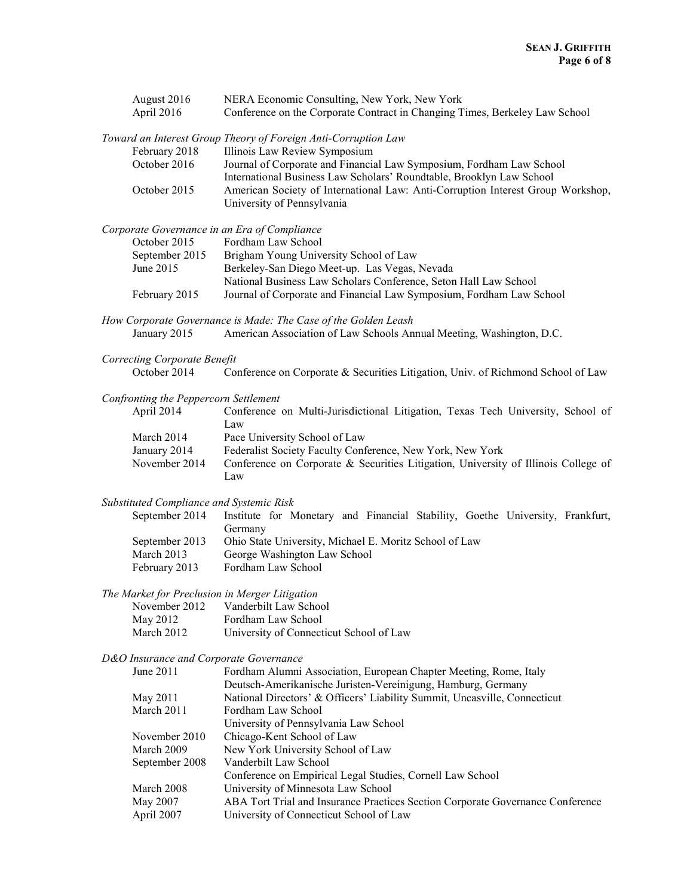| | |
|---|---|
| August 2016 | NERA Economic Consulting, New York, New York |
| April 2016 | Conference on the Corporate Contract in Changing Times, Berkeley Law School |

*Toward an Interest Group Theory of Foreign Anti-Corruption Law*

| | |
|---|---|
| February 2018 | Illinois Law Review Symposium |
| October 2016 | Journal of Corporate and Financial Law Symposium, Fordham Law School |
| | International Business Law Scholars' Roundtable, Brooklyn Law School |
| October 2015 | American Society of International Law: Anti-Corruption Interest Group Workshop, University of Pennsylvania |

*Corporate Governance in an Era of Compliance*

| | |
|---|---|
| October 2015 | Fordham Law School |
| September 2015 | Brigham Young University School of Law |
| June 2015 | Berkeley-San Diego Meet-up. Las Vegas, Nevada |
| | National Business Law Scholars Conference, Seton Hall Law School |
| February 2015 | Journal of Corporate and Financial Law Symposium, Fordham Law School |

*How Corporate Governance is Made: The Case of the Golden Leash*

| | |
|---|---|
| January 2015 | American Association of Law Schools Annual Meeting, Washington, D.C. |

*Correcting Corporate Benefit*

| | |
|---|---|
| October 2014 | Conference on Corporate & Securities Litigation, Univ. of Richmond School of Law |

*Confronting the Peppercorn Settlement*

| | |
|---|---|
| April 2014 | Conference on Multi-Jurisdictional Litigation, Texas Tech University, School of Law |
| March 2014 | Pace University School of Law |
| January 2014 | Federalist Society Faculty Conference, New York, New York |
| November 2014 | Conference on Corporate & Securities Litigation, University of Illinois College of Law |

*Substituted Compliance and Systemic Risk*

| | |
|---|---|
| September 2014 | Institute for Monetary and Financial Stability, Goethe University, Frankfurt, Germany |
| September 2013 | Ohio State University, Michael E. Moritz School of Law |
| March 2013 | George Washington Law School |
| February 2013 | Fordham Law School |

*The Market for Preclusion in Merger Litigation*

| | |
|---|---|
| November 2012 | Vanderbilt Law School |
| May 2012 | Fordham Law School |
| March 2012 | University of Connecticut School of Law |

*D&O Insurance and Corporate Governance*

| | |
|---|---|
| June 2011 | Fordham Alumni Association, European Chapter Meeting, Rome, Italy |
| | Deutsch-Amerikanische Juristen-Vereinigung, Hamburg, Germany |
| May 2011 | National Directors' & Officers' Liability Summit, Uncasville, Connecticut |
| March 2011 | Fordham Law School |
| | University of Pennsylvania Law School |
| November 2010 | Chicago-Kent School of Law |
| March 2009 | New York University School of Law |
| September 2008 | Vanderbilt Law School |
| | Conference on Empirical Legal Studies, Cornell Law School |
| March 2008 | University of Minnesota Law School |
| May 2007 | ABA Tort Trial and Insurance Practices Section Corporate Governance Conference |
| April 2007 | University of Connecticut School of Law |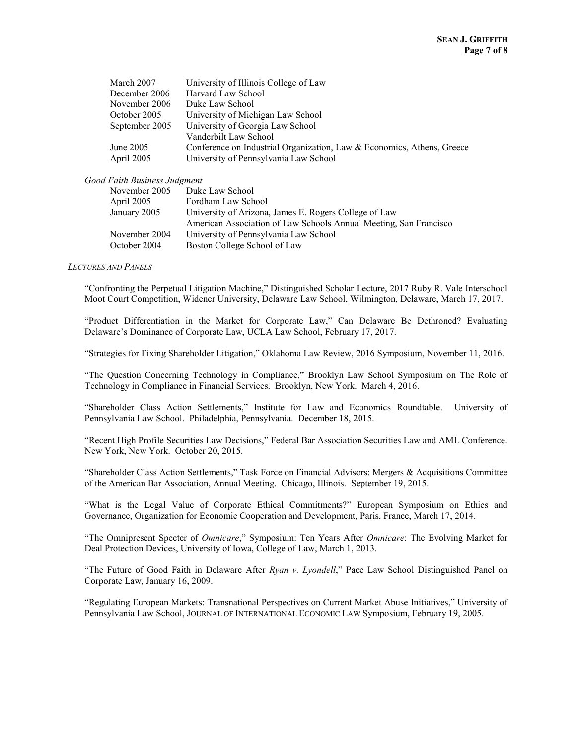| | |
|---|---|
| March 2007 | University of Illinois College of Law |
| December 2006 | Harvard Law School |
| November 2006 | Duke Law School |
| October 2005 | University of Michigan Law School |
| September 2005 | University of Georgia Law School |
| | Vanderbilt Law School |
| June 2005 | Conference on Industrial Organization, Law & Economics, Athens, Greece |
| April 2005 | University of Pennsylvania Law School |

*Good Faith Business Judgment*

| | |
|---|---|
| November 2005 | Duke Law School |
| April 2005 | Fordham Law School |
| January 2005 | University of Arizona, James E. Rogers College of Law |
| | American Association of Law Schools Annual Meeting, San Francisco |
| November 2004 | University of Pennsylvania Law School |
| October 2004 | Boston College School of Law |

*LECTURES AND PANELS*

"Confronting the Perpetual Litigation Machine," Distinguished Scholar Lecture, 2017 Ruby R. Vale Interschool Moot Court Competition, Widener University, Delaware Law School, Wilmington, Delaware, March 17, 2017.

"Product Differentiation in the Market for Corporate Law," Can Delaware Be Dethroned? Evaluating Delaware's Dominance of Corporate Law, UCLA Law School, February 17, 2017.

"Strategies for Fixing Shareholder Litigation," Oklahoma Law Review, 2016 Symposium, November 11, 2016.

"The Question Concerning Technology in Compliance," Brooklyn Law School Symposium on The Role of Technology in Compliance in Financial Services. Brooklyn, New York. March 4, 2016.

"Shareholder Class Action Settlements," Institute for Law and Economics Roundtable. University of Pennsylvania Law School. Philadelphia, Pennsylvania. December 18, 2015.

"Recent High Profile Securities Law Decisions," Federal Bar Association Securities Law and AML Conference. New York, New York. October 20, 2015.

"Shareholder Class Action Settlements," Task Force on Financial Advisors: Mergers & Acquisitions Committee of the American Bar Association, Annual Meeting. Chicago, Illinois. September 19, 2015.

"What is the Legal Value of Corporate Ethical Commitments?" European Symposium on Ethics and Governance, Organization for Economic Cooperation and Development, Paris, France, March 17, 2014.

"The Omnipresent Specter of *Omnicare*," Symposium: Ten Years After *Omnicare*: The Evolving Market for Deal Protection Devices, University of Iowa, College of Law, March 1, 2013.

"The Future of Good Faith in Delaware After *Ryan v. Lyondell*," Pace Law School Distinguished Panel on Corporate Law, January 16, 2009.

"Regulating European Markets: Transnational Perspectives on Current Market Abuse Initiatives," University of Pennsylvania Law School, JOURNAL OF INTERNATIONAL ECONOMIC LAW Symposium, February 19, 2005.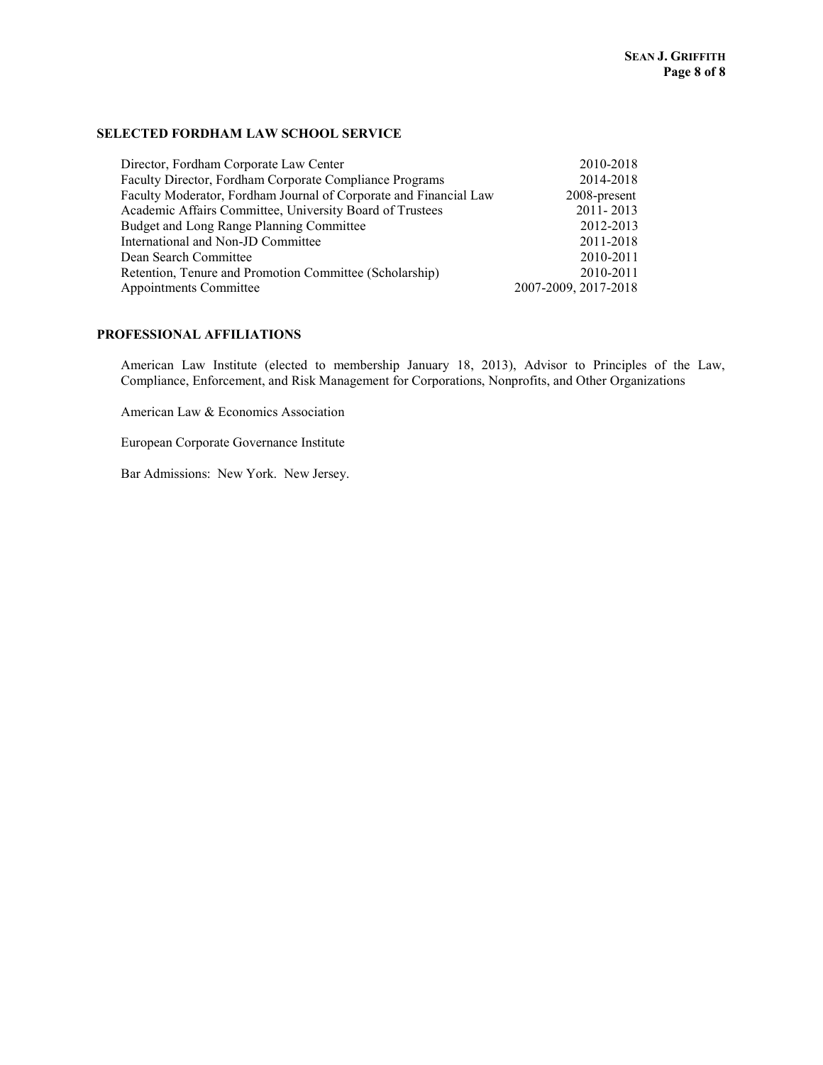## SELECTED FORDHAM LAW SCHOOL SERVICE

| | |
|---|---|
| Director, Fordham Corporate Law Center | 2010-2018 |
| Faculty Director, Fordham Corporate Compliance Programs | 2014-2018 |
| Faculty Moderator, Fordham Journal of Corporate and Financial Law | 2008-present |
| Academic Affairs Committee, University Board of Trustees | 2011- 2013 |
| Budget and Long Range Planning Committee | 2012-2013 |
| International and Non-JD Committee | 2011-2018 |
| Dean Search Committee | 2010-2011 |
| Retention, Tenure and Promotion Committee (Scholarship) | 2010-2011 |
| Appointments Committee | 2007-2009, 2017-2018 |

## PROFESSIONAL AFFILIATIONS

American Law Institute (elected to membership January 18, 2013), Advisor to Principles of the Law, Compliance, Enforcement, and Risk Management for Corporations, Nonprofits, and Other Organizations

American Law & Economics Association

European Corporate Governance Institute

Bar Admissions: New York. New Jersey.